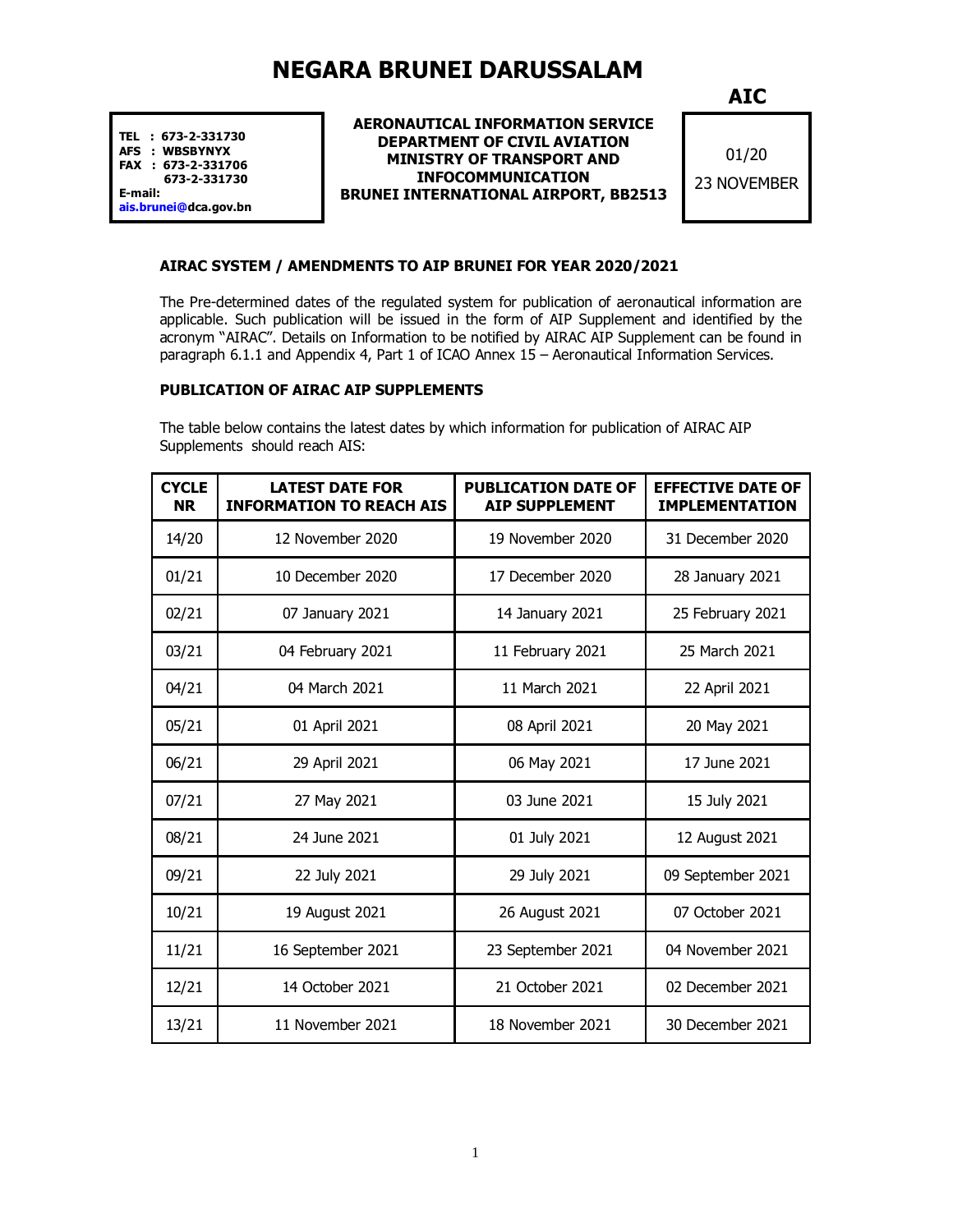# NEGARA BRUNEI DARUSSALAM

**AIC**

**TEL : 673-2-331730**
**AFS : WBSBYNYX**
**FAX : 673-2-331706**
**673-2-331730**
**E-mail:**
**ais.brunei@dca.gov.bn**

**AERONAUTICAL INFORMATION SERVICE**
**DEPARTMENT OF CIVIL AVIATION**
**MINISTRY OF TRANSPORT AND**
**INFOCOMMUNICATION**
**BRUNEI INTERNATIONAL AIRPORT, BB2513**

01/20
23 NOVEMBER

## AIRAC SYSTEM / AMENDMENTS TO AIP BRUNEI FOR YEAR 2020/2021

The Pre-determined dates of the regulated system for publication of aeronautical information are applicable. Such publication will be issued in the form of AIP Supplement and identified by the acronym "AIRAC". Details on Information to be notified by AIRAC AIP Supplement can be found in paragraph 6.1.1 and Appendix 4, Part 1 of ICAO Annex 15 – Aeronautical Information Services.

## PUBLICATION OF AIRAC AIP SUPPLEMENTS

The table below contains the latest dates by which information for publication of AIRAC AIP Supplements should reach AIS:

| CYCLE NR | LATEST DATE FOR INFORMATION TO REACH AIS | PUBLICATION DATE OF AIP SUPPLEMENT | EFFECTIVE DATE OF IMPLEMENTATION |
|---|---|---|---|
| 14/20 | 12 November 2020 | 19 November 2020 | 31 December 2020 |
| 01/21 | 10 December 2020 | 17 December 2020 | 28 January 2021 |
| 02/21 | 07 January 2021 | 14 January 2021 | 25 February 2021 |
| 03/21 | 04 February 2021 | 11 February 2021 | 25 March 2021 |
| 04/21 | 04 March 2021 | 11 March 2021 | 22 April 2021 |
| 05/21 | 01 April 2021 | 08 April 2021 | 20 May 2021 |
| 06/21 | 29 April 2021 | 06 May 2021 | 17 June 2021 |
| 07/21 | 27 May 2021 | 03 June 2021 | 15 July 2021 |
| 08/21 | 24 June 2021 | 01 July 2021 | 12 August 2021 |
| 09/21 | 22 July 2021 | 29 July 2021 | 09 September 2021 |
| 10/21 | 19 August 2021 | 26 August 2021 | 07 October 2021 |
| 11/21 | 16 September 2021 | 23 September 2021 | 04 November 2021 |
| 12/21 | 14 October 2021 | 21 October 2021 | 02 December 2021 |
| 13/21 | 11 November 2021 | 18 November 2021 | 30 December 2021 |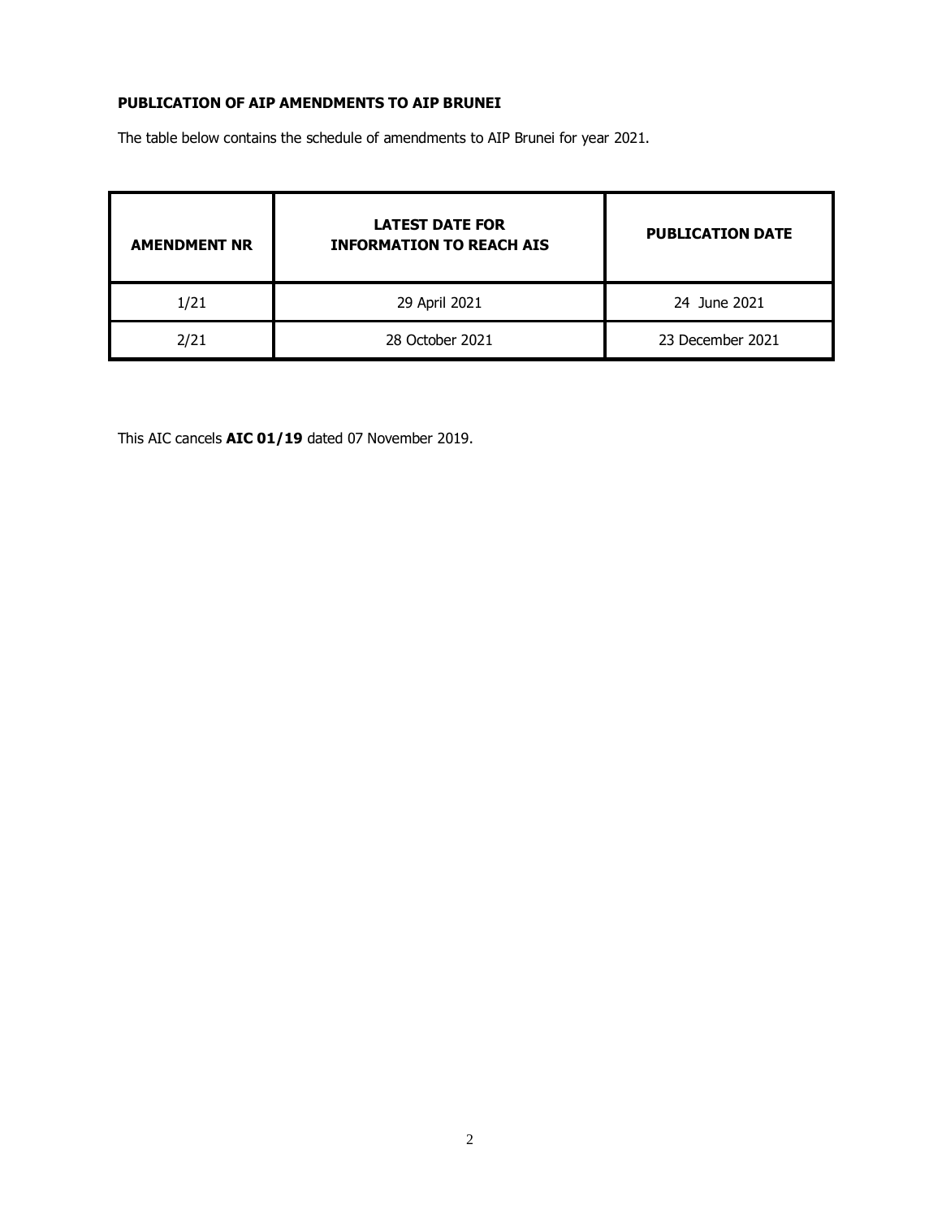**PUBLICATION OF AIP AMENDMENTS TO AIP BRUNEI**

The table below contains the schedule of amendments to AIP Brunei for year 2021.

| AMENDMENT NR | LATEST DATE FOR INFORMATION TO REACH AIS | PUBLICATION DATE |
|---|---|---|
| 1/21 | 29 April 2021 | 24 June 2021 |
| 2/21 | 28 October 2021 | 23 December 2021 |

This AIC cancels **AIC 01/19** dated 07 November 2019.